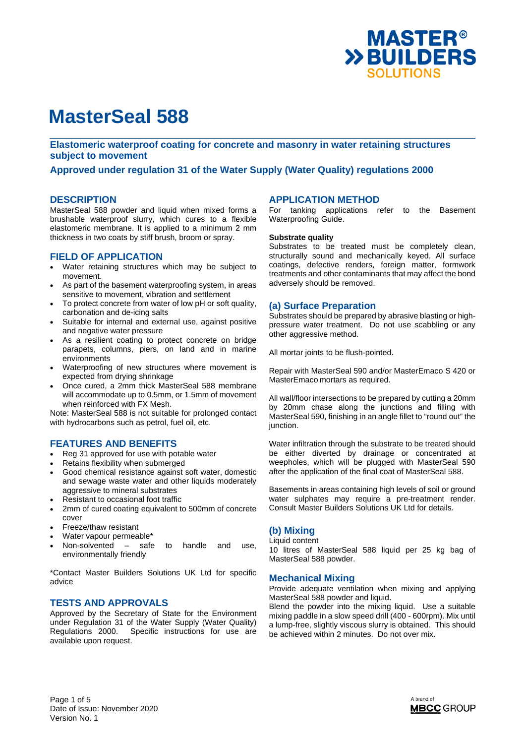# MasterSeal 588

## Elastomeric waterproof coating for concrete and masonry in water retaining structures subject to movement

## Approved under regulation 31 of the Water Supply (Water Quality) regulations 2000

## DESCRIPTION

MasterSeal 588 powder and liquid when mixed forms a brushable waterproof slurry, which cures to a flexible elastomeric membrane. It is applied to a minimum 2 mm thickness in two coats by stiff brush, broom or spray.

## FIELD OF APPLICATION

- Water retaining structures which may be subject to movement.
- As part of the basement waterproofing system, in areas sensitive to movement, vibration and settlement
- To protect concrete from water of low pH or soft quality, carbonation and de-icing salts
- Suitable for internal and external use, against positive and negative water pressure
- As a resilient coating to protect concrete on bridge parapets, columns, piers, on land and in marine environments
- Waterproofing of new structures where movement is expected from drying shrinkage
- Once cured, a 2mm thick MasterSeal 588 membrane will accommodate up to 0.5mm, or 1.5mm of movement when reinforced with FX Mesh.

Note: MasterSeal 588 is not suitable for prolonged contact with hydrocarbons such as petrol, fuel oil, etc.

## FEATURES AND BENEFITS

- Reg 31 approved for use with potable water
- Retains flexibility when submerged
- Good chemical resistance against soft water, domestic and sewage waste water and other liquids moderately aggressive to mineral substrates
- Resistant to occasional foot traffic
- 2mm of cured coating equivalent to 500mm of concrete cover
- Freeze/thaw resistant
- Water vapour permeable*
- Non-solvented – safe to handle and use, environmentally friendly

*Contact Master Builders Solutions UK Ltd for specific advice

## TESTS AND APPROVALS

Approved by the Secretary of State for the Environment under Regulation 31 of the Water Supply (Water Quality) Regulations 2000. Specific instructions for use are available upon request.

## APPLICATION METHOD

For tanking applications refer to the Basement Waterproofing Guide.

**Substrate quality**

Substrates to be treated must be completely clean, structurally sound and mechanically keyed. All surface coatings, defective renders, foreign matter, formwork treatments and other contaminants that may affect the bond adversely should be removed.

### (a) Surface Preparation

Substrates should be prepared by abrasive blasting or high-pressure water treatment. Do not use scabbling or any other aggressive method.

All mortar joints to be flush-pointed.

Repair with MasterSeal 590 and/or MasterEmaco S 420 or MasterEmaco mortars as required.

All wall/floor intersections to be prepared by cutting a 20mm by 20mm chase along the junctions and filling with MasterSeal 590, finishing in an angle fillet to "round out" the junction.

Water infiltration through the substrate to be treated should be either diverted by drainage or concentrated at weepholes, which will be plugged with MasterSeal 590 after the application of the final coat of MasterSeal 588.

Basements in areas containing high levels of soil or ground water sulphates may require a pre-treatment render. Consult Master Builders Solutions UK Ltd for details.

### (b) Mixing

Liquid content

10 litres of MasterSeal 588 liquid per 25 kg bag of MasterSeal 588 powder.

### Mechanical Mixing

Provide adequate ventilation when mixing and applying MasterSeal 588 powder and liquid.

Blend the powder into the mixing liquid. Use a suitable mixing paddle in a slow speed drill (400 - 600rpm). Mix until a lump-free, slightly viscous slurry is obtained. This should be achieved within 2 minutes. Do not over mix.

Date of Issue: November 2020

Version No. 1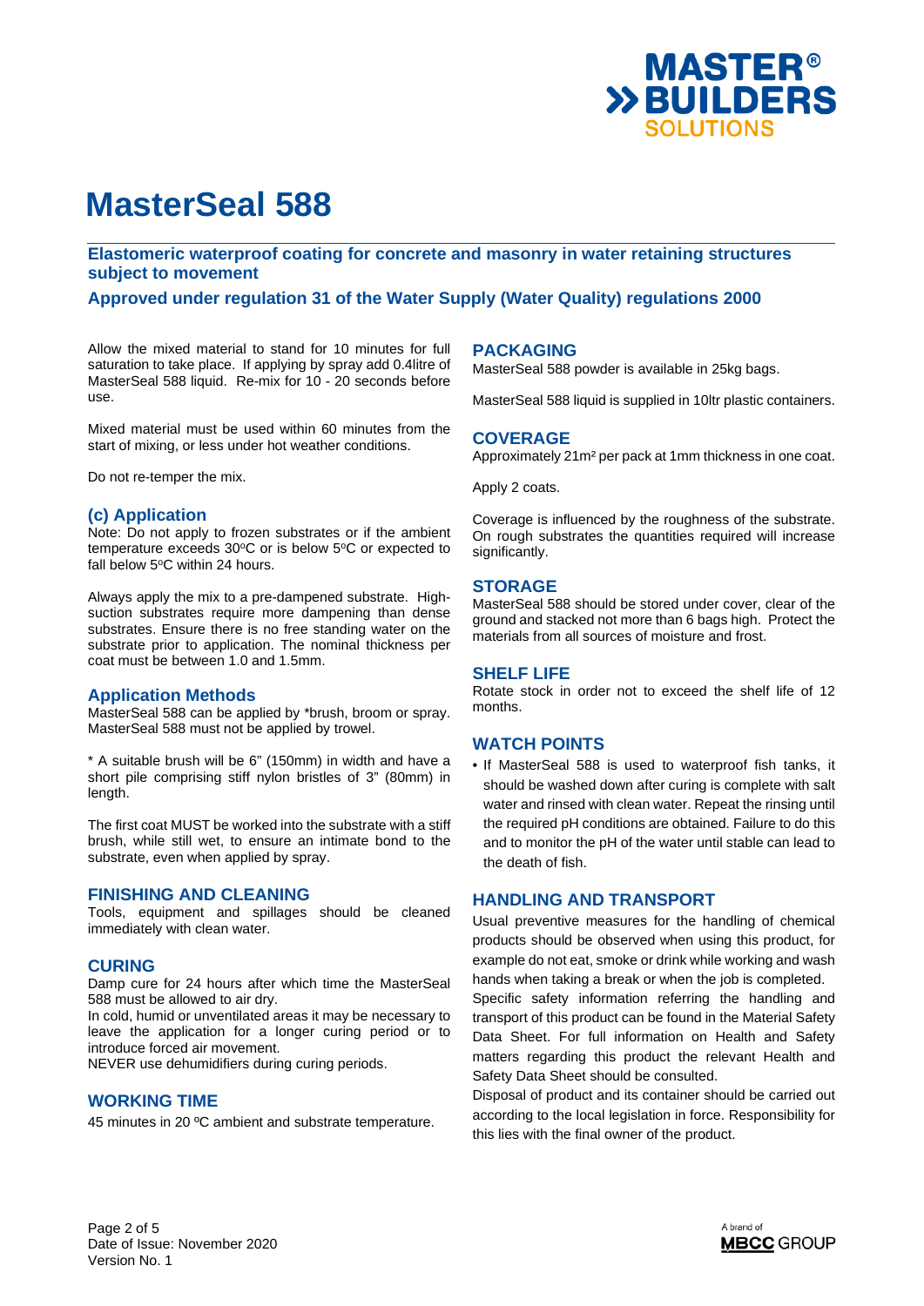# MasterSeal 588

**Elastomeric waterproof coating for concrete and masonry in water retaining structures subject to movement**

**Approved under regulation 31 of the Water Supply (Water Quality) regulations 2000**

Allow the mixed material to stand for 10 minutes for full saturation to take place. If applying by spray add 0.4litre of MasterSeal 588 liquid. Re-mix for 10 - 20 seconds before use.

Mixed material must be used within 60 minutes from the start of mixing, or less under hot weather conditions.

Do not re-temper the mix.

### (c) Application

Note: Do not apply to frozen substrates or if the ambient temperature exceeds 30ºC or is below 5ºC or expected to fall below 5ºC within 24 hours.

Always apply the mix to a pre-dampened substrate. High-suction substrates require more dampening than dense substrates. Ensure there is no free standing water on the substrate prior to application. The nominal thickness per coat must be between 1.0 and 1.5mm.

### Application Methods

MasterSeal 588 can be applied by *brush, broom or spray. MasterSeal 588 must not be applied by trowel.

* A suitable brush will be 6" (150mm) in width and have a short pile comprising stiff nylon bristles of 3" (80mm) in length.

The first coat MUST be worked into the substrate with a stiff brush, while still wet, to ensure an intimate bond to the substrate, even when applied by spray.

## FINISHING AND CLEANING

Tools, equipment and spillages should be cleaned immediately with clean water.

## CURING

Damp cure for 24 hours after which time the MasterSeal 588 must be allowed to air dry.

In cold, humid or unventilated areas it may be necessary to leave the application for a longer curing period or to introduce forced air movement.

NEVER use dehumidifiers during curing periods.

## WORKING TIME

45 minutes in 20 ºC ambient and substrate temperature.

## PACKAGING

MasterSeal 588 powder is available in 25kg bags.

MasterSeal 588 liquid is supplied in 10ltr plastic containers.

## COVERAGE

Approximately 21m² per pack at 1mm thickness in one coat.

Apply 2 coats.

Coverage is influenced by the roughness of the substrate. On rough substrates the quantities required will increase significantly.

## STORAGE

MasterSeal 588 should be stored under cover, clear of the ground and stacked not more than 6 bags high. Protect the materials from all sources of moisture and frost.

## SHELF LIFE

Rotate stock in order not to exceed the shelf life of 12 months.

## WATCH POINTS

- If MasterSeal 588 is used to waterproof fish tanks, it should be washed down after curing is complete with salt water and rinsed with clean water. Repeat the rinsing until the required pH conditions are obtained. Failure to do this and to monitor the pH of the water until stable can lead to the death of fish.

## HANDLING AND TRANSPORT

Usual preventive measures for the handling of chemical products should be observed when using this product, for example do not eat, smoke or drink while working and wash hands when taking a break or when the job is completed.
Specific safety information referring the handling and transport of this product can be found in the Material Safety Data Sheet. For full information on Health and Safety matters regarding this product the relevant Health and Safety Data Sheet should be consulted.
Disposal of product and its container should be carried out according to the local legislation in force. Responsibility for this lies with the final owner of the product.

Date of Issue: November 2020
Version No. 1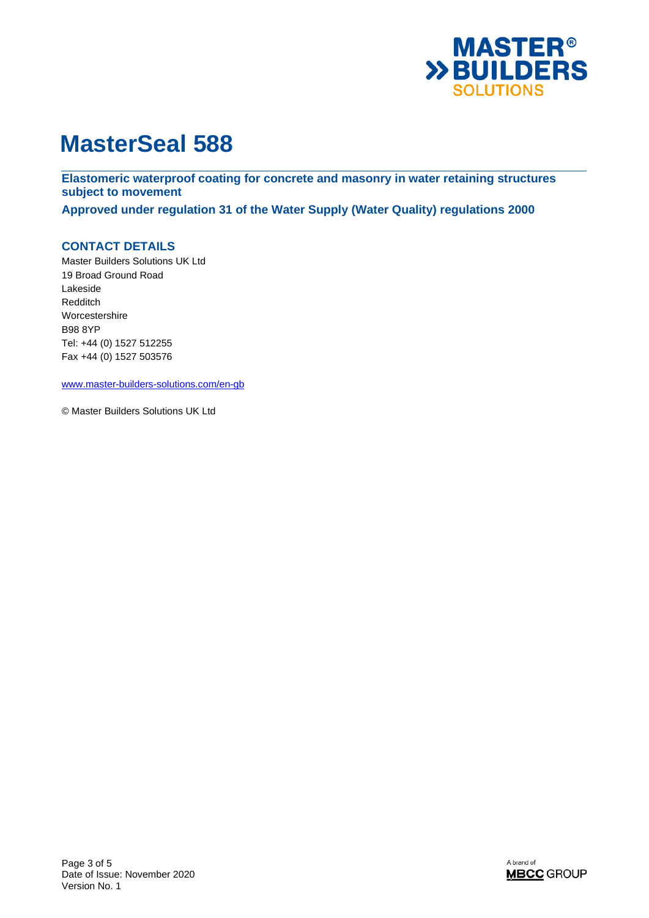# MasterSeal 588

**Elastomeric waterproof coating for concrete and masonry in water retaining structures subject to movement**

**Approved under regulation 31 of the Water Supply (Water Quality) regulations 2000**

## CONTACT DETAILS

Master Builders Solutions UK Ltd
19 Broad Ground Road
Lakeside
Redditch
Worcestershire
B98 8YP
Tel: +44 (0) 1527 512255
Fax +44 (0) 1527 503576

www.master-builders-solutions.com/en-gb

© Master Builders Solutions UK Ltd

Date of Issue: November 2020
Version No. 1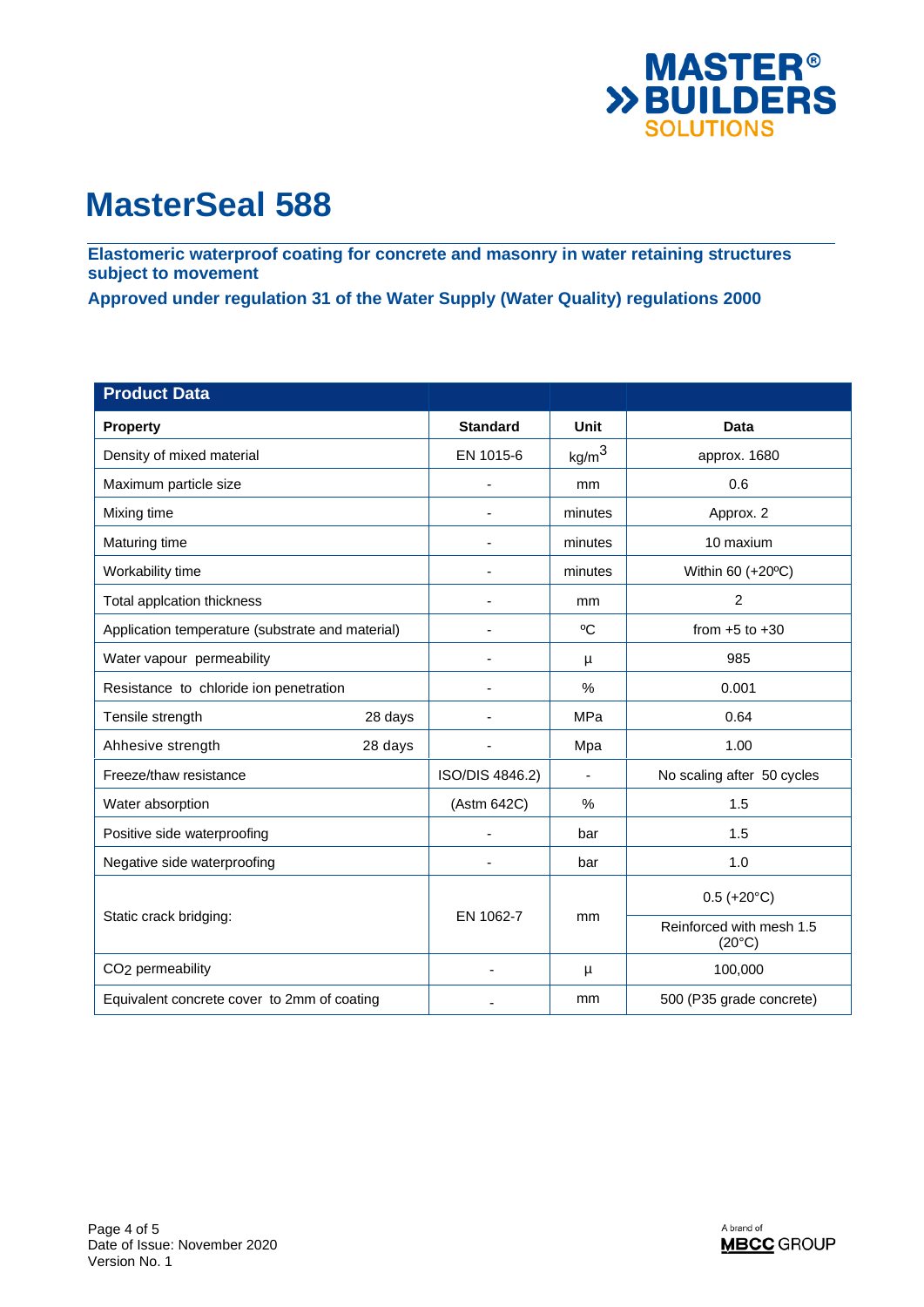# MasterSeal 588

**Elastomeric waterproof coating for concrete and masonry in water retaining structures subject to movement**

**Approved under regulation 31 of the Water Supply (Water Quality) regulations 2000**

| **Product Data** | | | |
|---|---|---|---|
| **Property** | **Standard** | **Unit** | **Data** |
| Density of mixed material | EN 1015-6 | kg/m$^3$ | approx. 1680 |
| Maximum particle size | - | mm | 0.6 |
| Mixing time | - | minutes | Approx. 2 |
| Maturing time | - | minutes | 10 maxium |
| Workability time | - | minutes | Within 60 (+20ºC) |
| Total applcation thickness | - | mm | 2 |
| Application temperature (substrate and material) | - | ºC | from +5 to +30 |
| Water vapour permeability | - | µ | 985 |
| Resistance to chloride ion penetration | - | % | 0.001 |
| Tensile strength 28 days | - | MPa | 0.64 |
| Ahhesive strength 28 days | - | Mpa | 1.00 |
| Freeze/thaw resistance | ISO/DIS 4846.2) | - | No scaling after 50 cycles |
| Water absorption | (Astm 642C) | % | 1.5 |
| Positive side waterproofing | - | bar | 1.5 |
| Negative side waterproofing | - | bar | 1.0 |
| Static crack bridging: | EN 1062-7 | mm | 0.5 (+20°C) |
| | | | Reinforced with mesh 1.5 (20°C) |
| $CO_2$ permeability | - | µ | 100,000 |
| Equivalent concrete cover to 2mm of coating | - | mm | 500 (P35 grade concrete) |

Date of Issue: November 2020
Version No. 1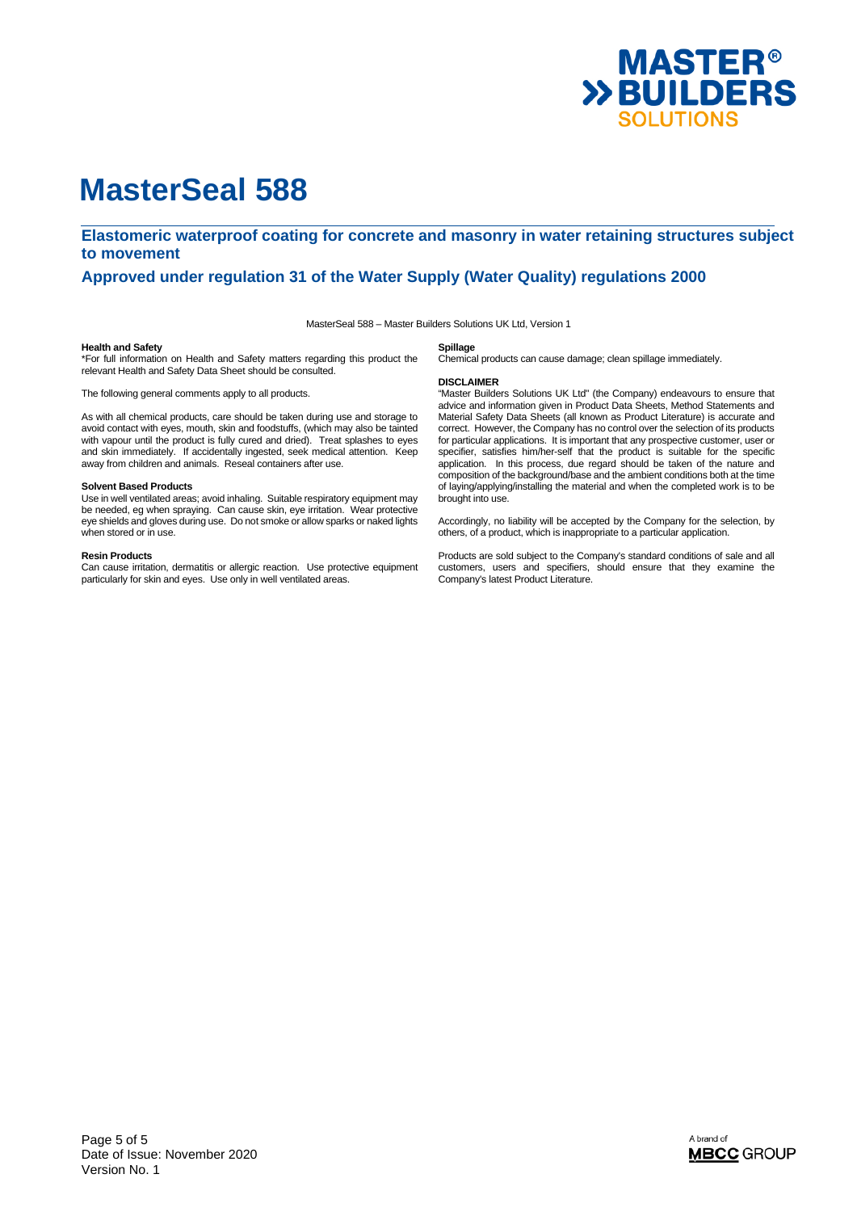# MasterSeal 588

## Elastomeric waterproof coating for concrete and masonry in water retaining structures subject to movement

## Approved under regulation 31 of the Water Supply (Water Quality) regulations 2000

MasterSeal 588 – Master Builders Solutions UK Ltd, Version 1

**Health and Safety**
*For full information on Health and Safety matters regarding this product the relevant Health and Safety Data Sheet should be consulted.

The following general comments apply to all products.

As with all chemical products, care should be taken during use and storage to avoid contact with eyes, mouth, skin and foodstuffs, (which may also be tainted with vapour until the product is fully cured and dried). Treat splashes to eyes and skin immediately. If accidentally ingested, seek medical attention. Keep away from children and animals. Reseal containers after use.

**Solvent Based Products**
Use in well ventilated areas; avoid inhaling. Suitable respiratory equipment may be needed, eg when spraying. Can cause skin, eye irritation. Wear protective eye shields and gloves during use. Do not smoke or allow sparks or naked lights when stored or in use.

**Resin Products**
Can cause irritation, dermatitis or allergic reaction. Use protective equipment particularly for skin and eyes. Use only in well ventilated areas.

**Spillage**
Chemical products can cause damage; clean spillage immediately.

**DISCLAIMER**
"Master Builders Solutions UK Ltd" (the Company) endeavours to ensure that advice and information given in Product Data Sheets, Method Statements and Material Safety Data Sheets (all known as Product Literature) is accurate and correct. However, the Company has no control over the selection of its products for particular applications. It is important that any prospective customer, user or specifier, satisfies him/her-self that the product is suitable for the specific application. In this process, due regard should be taken of the nature and composition of the background/base and the ambient conditions both at the time of laying/applying/installing the material and when the completed work is to be brought into use.

Accordingly, no liability will be accepted by the Company for the selection, by others, of a product, which is inappropriate to a particular application.

Products are sold subject to the Company's standard conditions of sale and all customers, users and specifiers, should ensure that they examine the Company's latest Product Literature.

Date of Issue: November 2020
Version No. 1